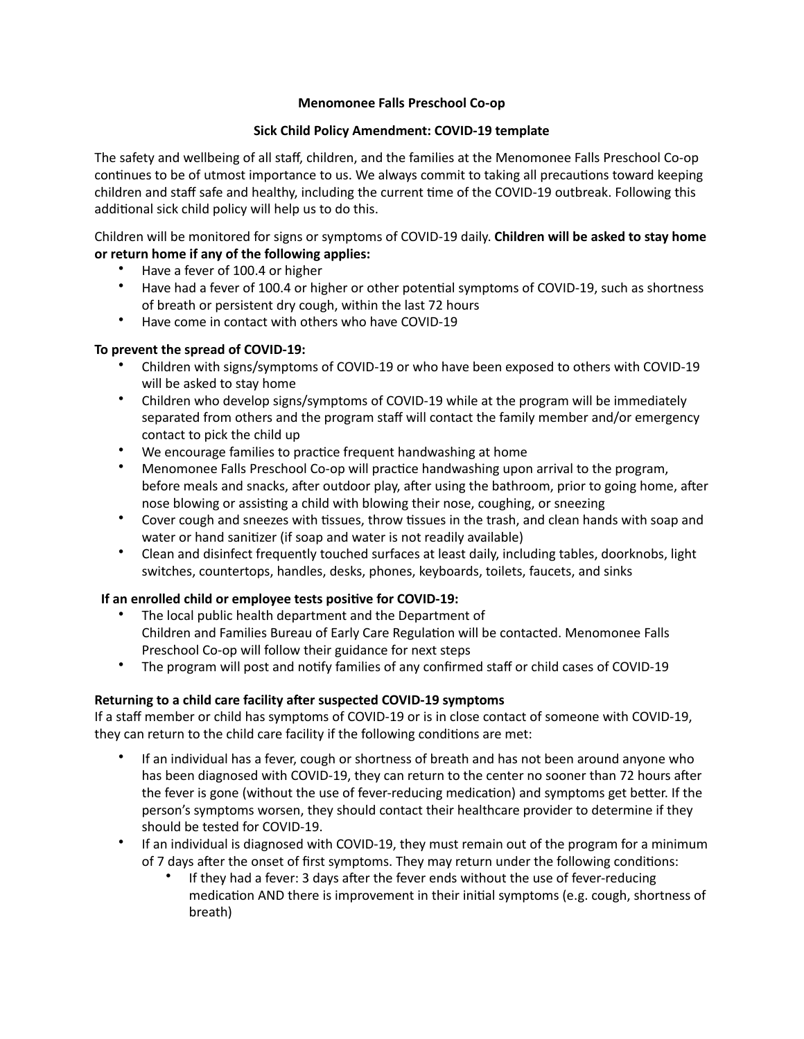**Menomonee Falls Preschool Co-op**

**Sick Child Policy Amendment: COVID-19 template**

The safety and wellbeing of all staff, children, and the families at the Menomonee Falls Preschool Co-op continues to be of utmost importance to us. We always commit to taking all precautions toward keeping children and staff safe and healthy, including the current time of the COVID-19 outbreak. Following this additional sick child policy will help us to do this.

Children will be monitored for signs or symptoms of COVID-19 daily. **Children will be asked to stay home or return home if any of the following applies:**

- Have a fever of 100.4 or higher
- Have had a fever of 100.4 or higher or other potential symptoms of COVID-19, such as shortness of breath or persistent dry cough, within the last 72 hours
- Have come in contact with others who have COVID-19

**To prevent the spread of COVID-19:**

- Children with signs/symptoms of COVID-19 or who have been exposed to others with COVID-19 will be asked to stay home
- Children who develop signs/symptoms of COVID-19 while at the program will be immediately separated from others and the program staff will contact the family member and/or emergency contact to pick the child up
- We encourage families to practice frequent handwashing at home
- Menomonee Falls Preschool Co-op will practice handwashing upon arrival to the program, before meals and snacks, after outdoor play, after using the bathroom, prior to going home, after nose blowing or assisting a child with blowing their nose, coughing, or sneezing
- Cover cough and sneezes with tissues, throw tissues in the trash, and clean hands with soap and water or hand sanitizer (if soap and water is not readily available)
- Clean and disinfect frequently touched surfaces at least daily, including tables, doorknobs, light switches, countertops, handles, desks, phones, keyboards, toilets, faucets, and sinks

**If an enrolled child or employee tests positive for COVID-19:**

- The local public health department and the Department of Children and Families Bureau of Early Care Regulation will be contacted. Menomonee Falls Preschool Co-op will follow their guidance for next steps
- The program will post and notify families of any confirmed staff or child cases of COVID-19

**Returning to a child care facility after suspected COVID-19 symptoms**

If a staff member or child has symptoms of COVID-19 or is in close contact of someone with COVID-19, they can return to the child care facility if the following conditions are met:

- If an individual has a fever, cough or shortness of breath and has not been around anyone who has been diagnosed with COVID-19, they can return to the center no sooner than 72 hours after the fever is gone (without the use of fever-reducing medication) and symptoms get better. If the person's symptoms worsen, they should contact their healthcare provider to determine if they should be tested for COVID-19.
- If an individual is diagnosed with COVID-19, they must remain out of the program for a minimum of 7 days after the onset of first symptoms. They may return under the following conditions:
    - If they had a fever: 3 days after the fever ends without the use of fever-reducing medication AND there is improvement in their initial symptoms (e.g. cough, shortness of breath)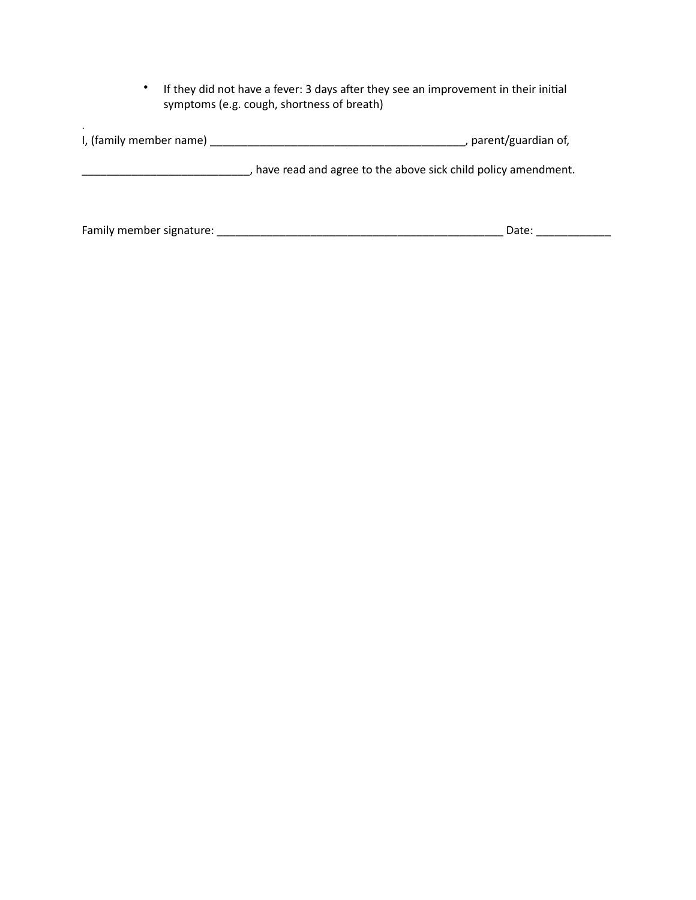- If they did not have a fever: 3 days after they see an improvement in their initial symptoms (e.g. cough, shortness of breath)

.
I, (family member name) ___________________________________________, parent/guardian of,

____________________________, have read and agree to the above sick child policy amendment.

Family member signature: _________________________________________________ Date: ____________